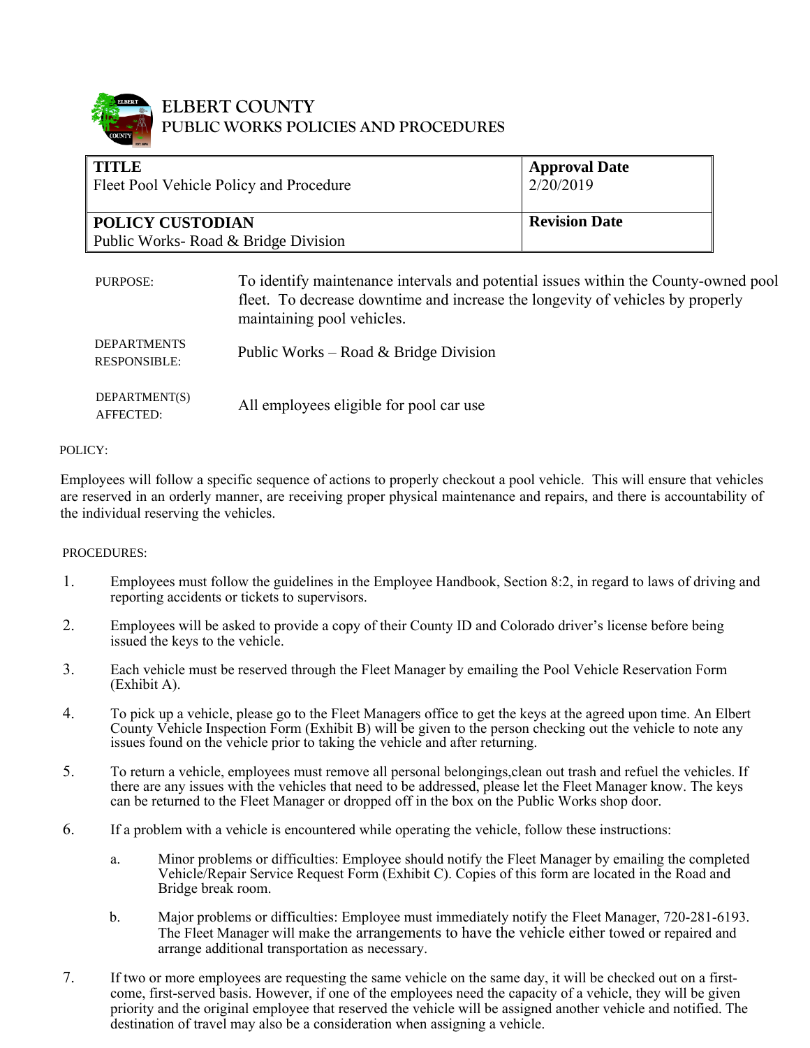# ELBERT COUNTY
## PUBLIC WORKS POLICIES AND PROCEDURES

| **TITLE** Fleet Pool Vehicle Policy and Procedure | **Approval Date** 2/20/2019 |
|---|---|
| **POLICY CUSTODIAN** Public Works- Road & Bridge Division | **Revision Date** |

PURPOSE: To identify maintenance intervals and potential issues within the County-owned pool fleet. To decrease downtime and increase the longevity of vehicles by properly maintaining pool vehicles.

DEPARTMENTS RESPONSIBLE: Public Works – Road & Bridge Division

DEPARTMENT(S) AFFECTED: All employees eligible for pool car use

POLICY:

Employees will follow a specific sequence of actions to properly checkout a pool vehicle. This will ensure that vehicles are reserved in an orderly manner, are receiving proper physical maintenance and repairs, and there is accountability of the individual reserving the vehicles.

PROCEDURES:

1. Employees must follow the guidelines in the Employee Handbook, Section 8:2, in regard to laws of driving and reporting accidents or tickets to supervisors.
2. Employees will be asked to provide a copy of their County ID and Colorado driver's license before being issued the keys to the vehicle.
3. Each vehicle must be reserved through the Fleet Manager by emailing the Pool Vehicle Reservation Form (Exhibit A).
4. To pick up a vehicle, please go to the Fleet Managers office to get the keys at the agreed upon time. An Elbert County Vehicle Inspection Form (Exhibit B) will be given to the person checking out the vehicle to note any issues found on the vehicle prior to taking the vehicle and after returning.
5. To return a vehicle, employees must remove all personal belongings,clean out trash and refuel the vehicles. If there are any issues with the vehicles that need to be addressed, please let the Fleet Manager know. The keys can be returned to the Fleet Manager or dropped off in the box on the Public Works shop door.
6. If a problem with a vehicle is encountered while operating the vehicle, follow these instructions:
   a. Minor problems or difficulties: Employee should notify the Fleet Manager by emailing the completed Vehicle/Repair Service Request Form (Exhibit C). Copies of this form are located in the Road and Bridge break room.
   b. Major problems or difficulties: Employee must immediately notify the Fleet Manager, 720-281-6193. The Fleet Manager will make the arrangements to have the vehicle either towed or repaired and arrange additional transportation as necessary.
7. If two or more employees are requesting the same vehicle on the same day, it will be checked out on a first-come, first-served basis. However, if one of the employees need the capacity of a vehicle, they will be given priority and the original employee that reserved the vehicle will be assigned another vehicle and notified. The destination of travel may also be a consideration when assigning a vehicle.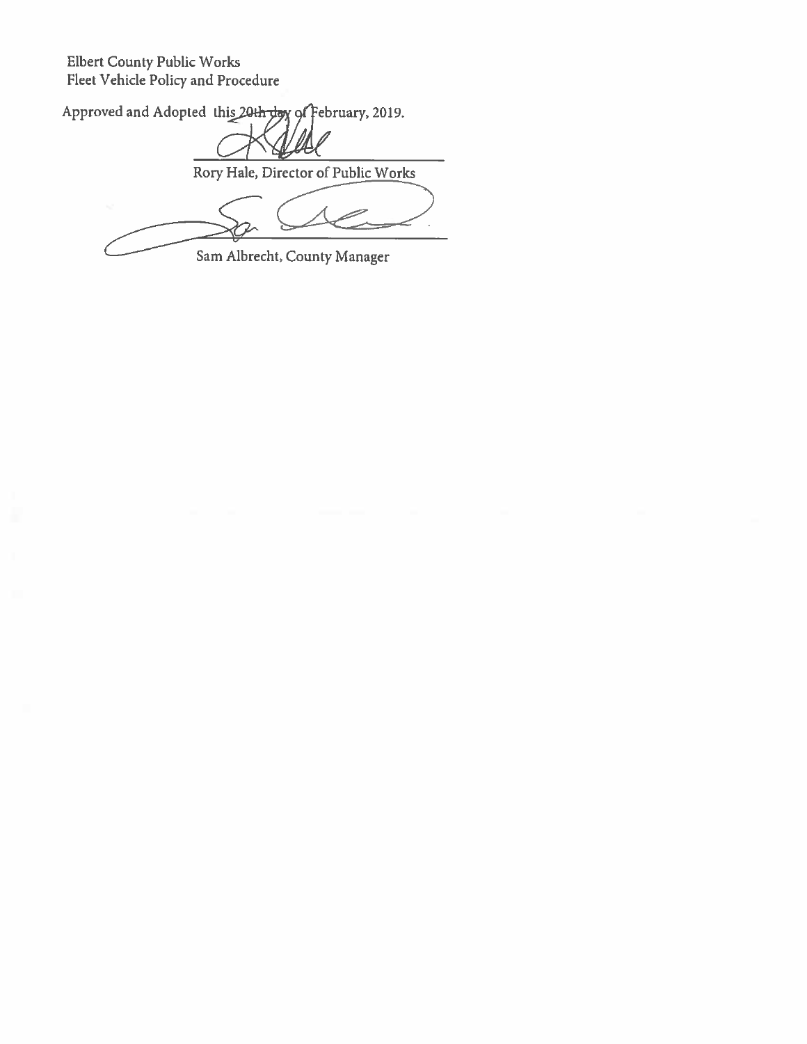Elbert County Public Works
Fleet Vehicle Policy and Procedure

Approved and Adopted this 20th day of February, 2019.

Rory Hale, Director of Public Works

Sam Albrecht, County Manager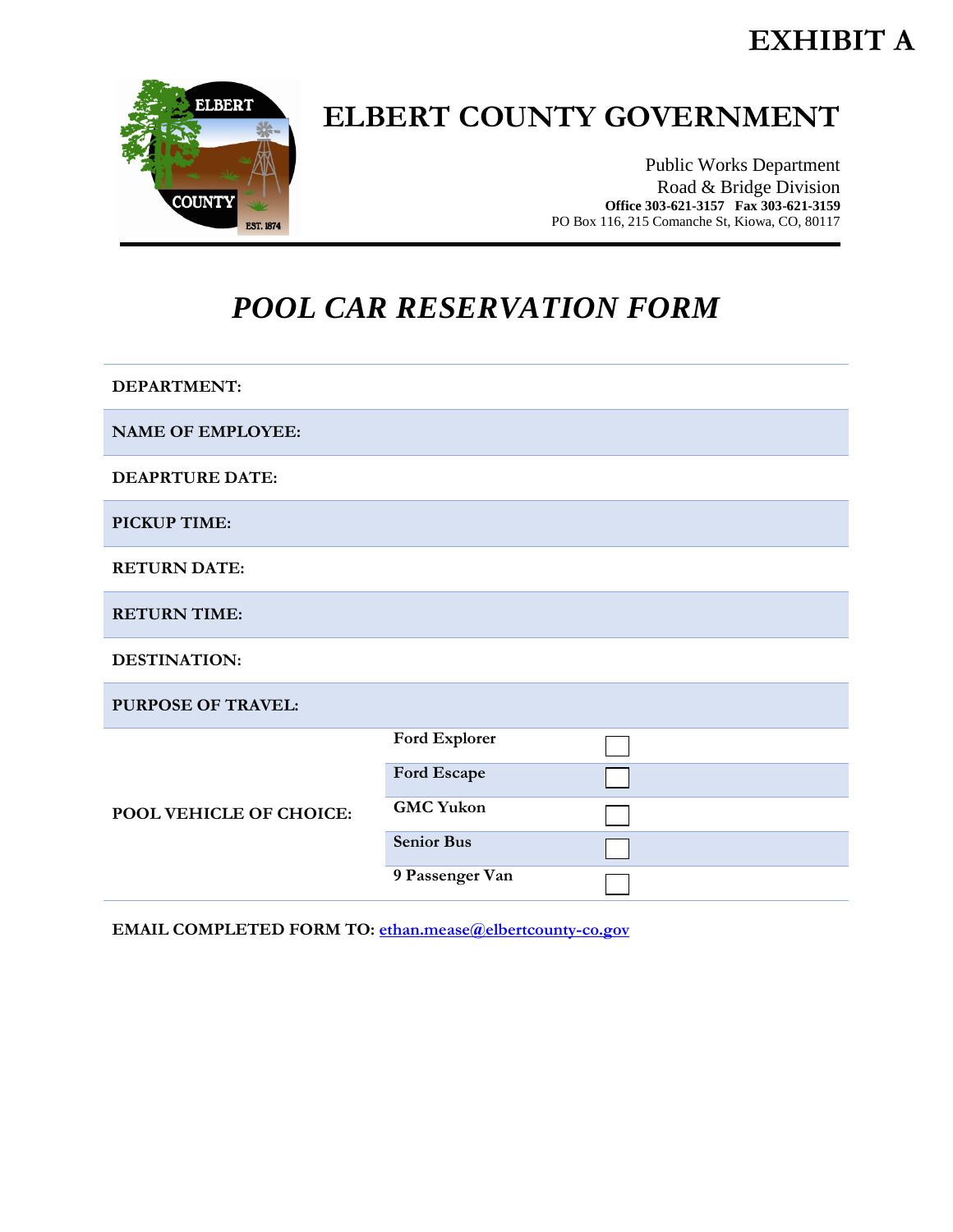# EXHIBIT A

# ELBERT COUNTY GOVERNMENT

Public Works Department
Road & Bridge Division
**Office 303-621-3157 Fax 303-621-3159**
PO Box 116, 215 Comanche St, Kiowa, CO, 80117

## *POOL CAR RESERVATION FORM*

| | | |
|---|---|---|
| **DEPARTMENT:** | | |
| **NAME OF EMPLOYEE:** | | |
| **DEAPRTURE DATE:** | | |
| **PICKUP TIME:** | | |
| **RETURN DATE:** | | |
| **RETURN TIME:** | | |
| **DESTINATION:** | | |
| **PURPOSE OF TRAVEL:** | | |
| **POOL VEHICLE OF CHOICE:** | **Ford Explorer** | ☐ |
| | **Ford Escape** | ☐ |
| | **GMC Yukon** | ☐ |
| | **Senior Bus** | ☐ |
| | **9 Passenger Van** | ☐ |

**EMAIL COMPLETED FORM TO:** ethan.mease@elbertcounty-co.gov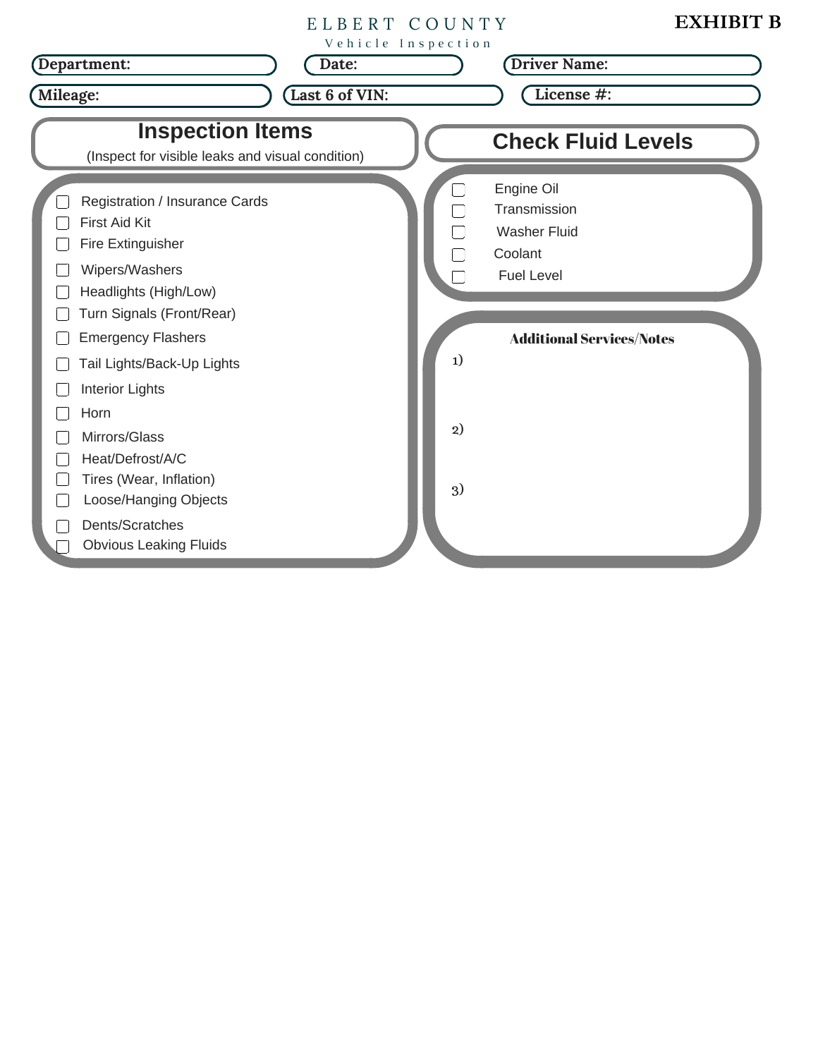**EXHIBIT B**

# ELBERT COUNTY

Vehicle Inspection

**Department:** 

**Date:** 

**Driver Name:** 

**Mileage:** 

**Last 6 of VIN:** 

**License #:** 

## Inspection Items

(Inspect for visible leaks and visual condition)

- ☐ Registration / Insurance Cards
- ☐ First Aid Kit
- ☐ Fire Extinguisher
- ☐ Wipers/Washers
- ☐ Headlights (High/Low)
- ☐ Turn Signals (Front/Rear)
- ☐ Emergency Flashers
- ☐ Tail Lights/Back-Up Lights
- ☐ Interior Lights
- ☐ Horn
- ☐ Mirrors/Glass
- ☐ Heat/Defrost/A/C
- ☐ Tires (Wear, Inflation)
- ☐ Loose/Hanging Objects
- ☐ Dents/Scratches
- ☐ Obvious Leaking Fluids

## Check Fluid Levels

- ☐ Engine Oil
- ☐ Transmission
- ☐ Washer Fluid
- ☐ Coolant
- ☐ Fuel Level

**Additional Services/Notes**

1)

2)

3)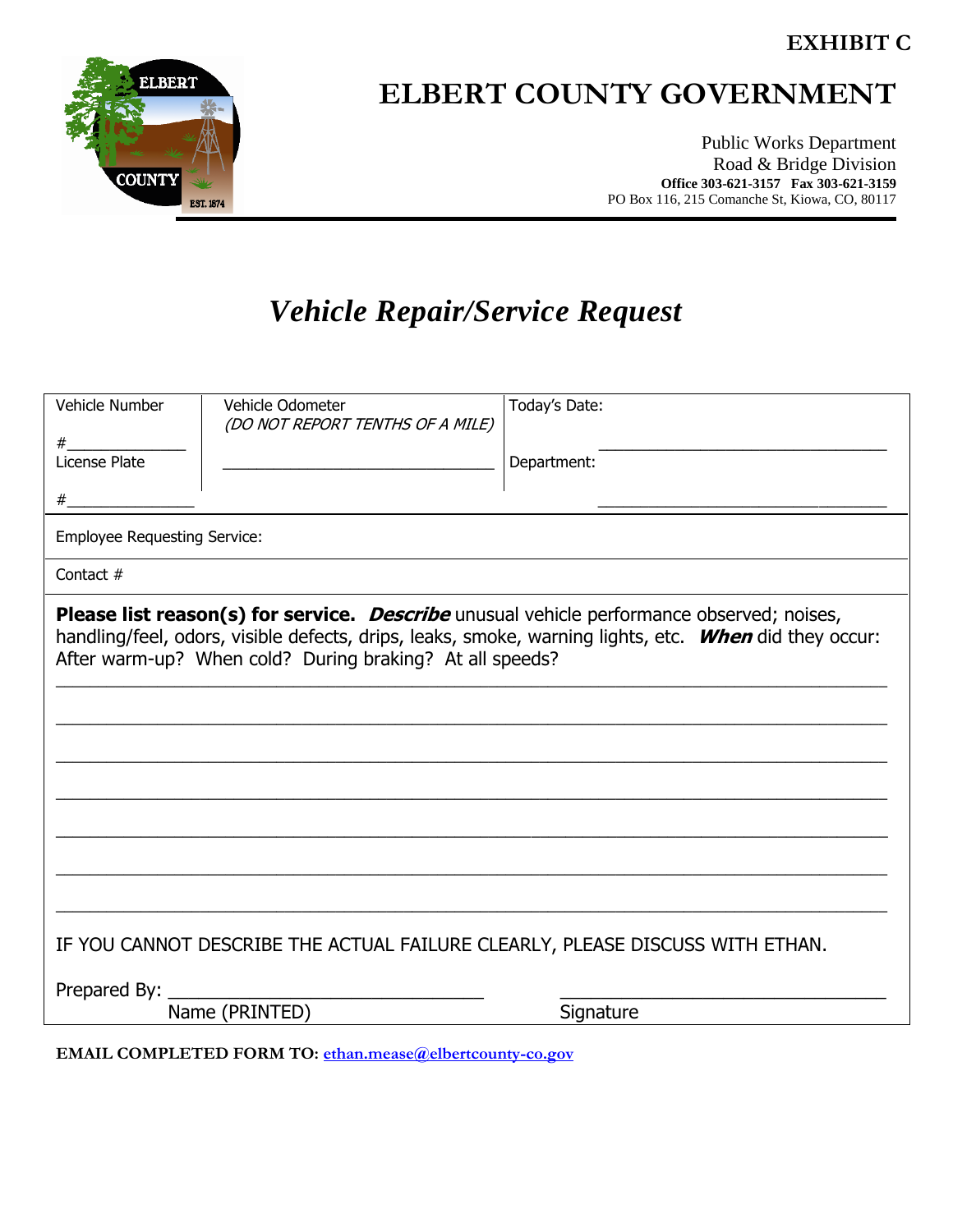**EXHIBIT C**

# ELBERT COUNTY GOVERNMENT

Public Works Department
Road & Bridge Division
**Office 303-621-3157 Fax 303-621-3159**
PO Box 116, 215 Comanche St, Kiowa, CO, 80117

## *Vehicle Repair/Service Request*

| | | |
|---|---|---|
| Vehicle Number<br><br>#_____________<br>License Plate<br><br>#_______________ | Vehicle Odometer<br>*(DO NOT REPORT TENTHS OF A MILE)*<br><br>______________________________ | Today's Date:<br><br>______________________________<br>Department:<br><br>______________________________ |

Employee Requesting Service:

Contact #

**Please list reason(s) for service.** ***Describe*** unusual vehicle performance observed; noises, handling/feel, odors, visible defects, drips, leaks, smoke, warning lights, etc. ***When*** did they occur: After warm-up? When cold? During braking? At all speeds?

______________________________________________________________________________

______________________________________________________________________________

______________________________________________________________________________

______________________________________________________________________________

______________________________________________________________________________

______________________________________________________________________________

______________________________________________________________________________

IF YOU CANNOT DESCRIBE THE ACTUAL FAILURE CLEARLY, PLEASE DISCUSS WITH ETHAN.

Prepared By: ______________________________ ______________________________
Name (PRINTED) Signature

**EMAIL COMPLETED FORM TO:** ethan.mease@elbertcounty-co.gov